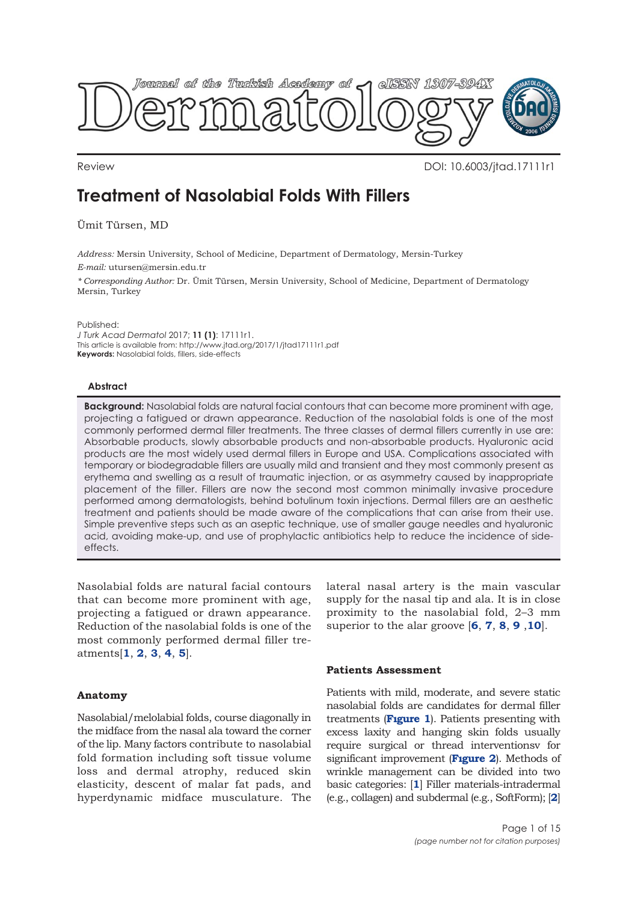Review

DOI: 10.6003/jtad.17111r1

# Treatment of Nasolabial Folds With Fillers

Ümit Türsen, MD

*Address:* Mersin University, School of Medicine, Department of Dermatology, Mersin-Turkey

*E-mail:* utursen@mersin.edu.tr

*\* Corresponding Author:* Dr. Ümit Türsen, Mersin University, School of Medicine, Department of Dermatology Mersin, Turkey

Published:
*J Turk Acad Dermatol* 2017; **11 (1)**: 17111r1.
This article is available from: http://www.jtad.org/2017/1/jtad17111r1.pdf
**Keywords:** Nasolabial folds, fillers, side-effects

## Abstract

**Background:** Nasolabial folds are natural facial contours that can become more prominent with age, projecting a fatigued or drawn appearance. Reduction of the nasolabial folds is one of the most commonly performed dermal filler treatments. The three classes of dermal fillers currently in use are: Absorbable products, slowly absorbable products and non-absorbable products. Hyaluronic acid products are the most widely used dermal fillers in Europe and USA. Complications associated with temporary or biodegradable fillers are usually mild and transient and they most commonly present as erythema and swelling as a result of traumatic injection, or as asymmetry caused by inappropriate placement of the filler. Fillers are now the second most common minimally invasive procedure performed among dermatologists, behind botulinum toxin injections. Dermal fillers are an aesthetic treatment and patients should be made aware of the complications that can arise from their use. Simple preventive steps such as an aseptic technique, use of smaller gauge needles and hyaluronic acid, avoiding make-up, and use of prophylactic antibiotics help to reduce the incidence of side-effects.

Nasolabial folds are natural facial contours that can become more prominent with age, projecting a fatigued or drawn appearance. Reduction of the nasolabial folds is one of the most commonly performed dermal filler treatments[**1**, **2**, **3**, **4**, **5**].

### Anatomy

Nasolabial/melolabial folds, course diagonally in the midface from the nasal ala toward the corner of the lip. Many factors contribute to nasolabial fold formation including soft tissue volume loss and dermal atrophy, reduced skin elasticity, descent of malar fat pads, and hyperdynamic midface musculature. The lateral nasal artery is the main vascular supply for the nasal tip and ala. It is in close proximity to the nasolabial fold, 2–3 mm superior to the alar groove [**6**, **7**, **8**, **9** ,**10**].

### Patients Assessment

Patients with mild, moderate, and severe static nasolabial folds are candidates for dermal filler treatments (**Fıgure 1**). Patients presenting with excess laxity and hanging skin folds usually require surgical or thread interventionsv for significant improvement (**Fıgure 2**). Methods of wrinkle management can be divided into two basic categories: [**1**] Filler materials-intradermal (e.g., collagen) and subdermal (e.g., SoftForm); [**2**]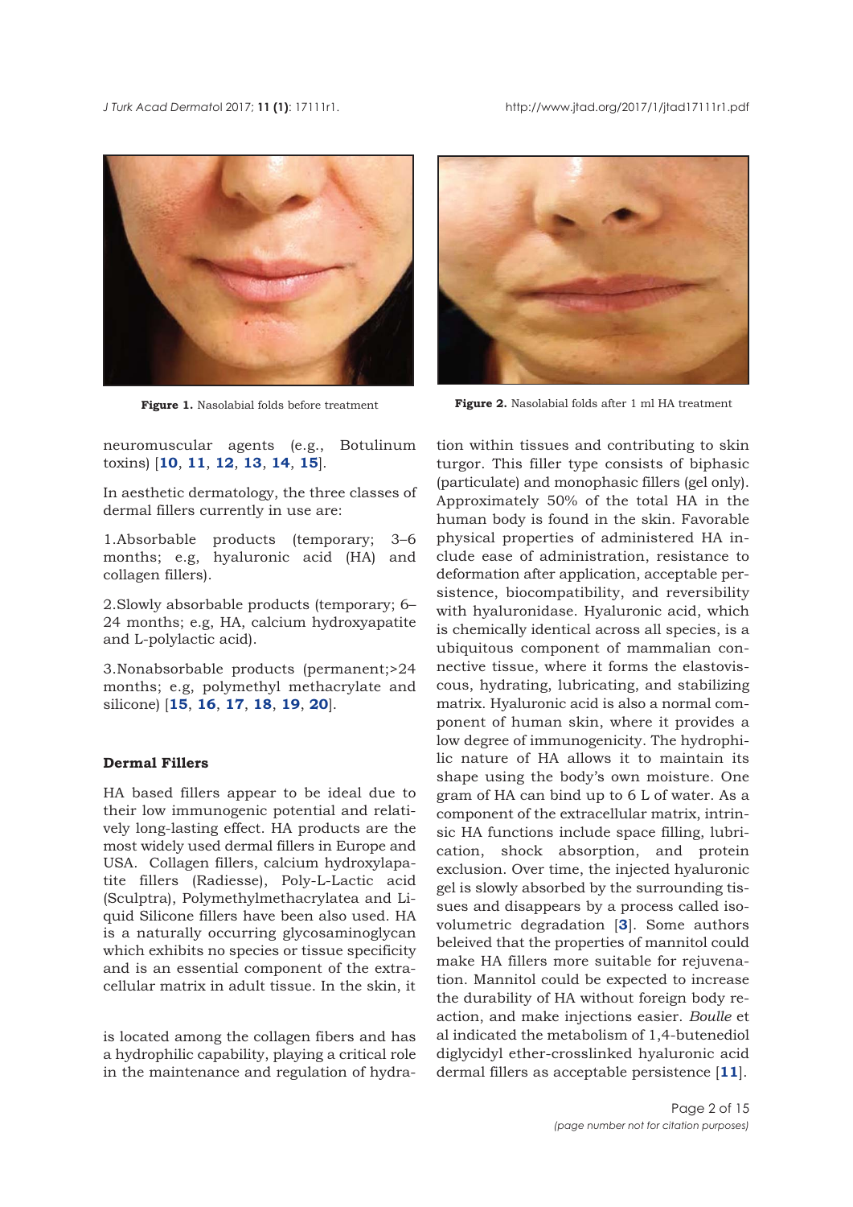Figure 1. Nasolabial folds before treatment

Figure 2. Nasolabial folds after 1 ml HA treatment

neuromuscular agents (e.g., Botulinum toxins) [10, 11, 12, 13, 14, 15].

In aesthetic dermatology, the three classes of dermal fillers currently in use are:

1.Absorbable products (temporary; 3–6 months; e.g, hyaluronic acid (HA) and collagen fillers).

2.Slowly absorbable products (temporary; 6–24 months; e.g, HA, calcium hydroxyapatite and L-polylactic acid).

3.Nonabsorbable products (permanent;>24 months; e.g, polymethyl methacrylate and silicone) [15, 16, 17, 18, 19, 20].

### Dermal Fillers

HA based fillers appear to be ideal due to their low immunogenic potential and relatively long-lasting effect. HA products are the most widely used dermal fillers in Europe and USA. Collagen fillers, calcium hydroxylapatite fillers (Radiesse), Poly-L-Lactic acid (Sculptra), Polymethylmethacrylatea and Liquid Silicone fillers have been also used. HA is a naturally occurring glycosaminoglycan which exhibits no species or tissue specificity and is an essential component of the extracellular matrix in adult tissue. In the skin, it is located among the collagen fibers and has a hydrophilic capability, playing a critical role in the maintenance and regulation of hydration within tissues and contributing to skin turgor. This filler type consists of biphasic (particulate) and monophasic fillers (gel only). Approximately 50% of the total HA in the human body is found in the skin. Favorable physical properties of administered HA include ease of administration, resistance to deformation after application, acceptable persistence, biocompatibility, and reversibility with hyaluronidase. Hyaluronic acid, which is chemically identical across all species, is a ubiquitous component of mammalian connective tissue, where it forms the elastoviscous, hydrating, lubricating, and stabilizing matrix. Hyaluronic acid is also a normal component of human skin, where it provides a low degree of immunogenicity. The hydrophilic nature of HA allows it to maintain its shape using the body's own moisture. One gram of HA can bind up to 6 L of water. As a component of the extracellular matrix, intrinsic HA functions include space filling, lubrication, shock absorption, and protein exclusion. Over time, the injected hyaluronic gel is slowly absorbed by the surrounding tissues and disappears by a process called isovolumetric degradation [3]. Some authors beleived that the properties of mannitol could make HA fillers more suitable for rejuvenation. Mannitol could be expected to increase the durability of HA without foreign body reaction, and make injections easier. *Boulle* et al indicated the metabolism of 1,4-butenediol diglycidyl ether-crosslinked hyaluronic acid dermal fillers as acceptable persistence [11].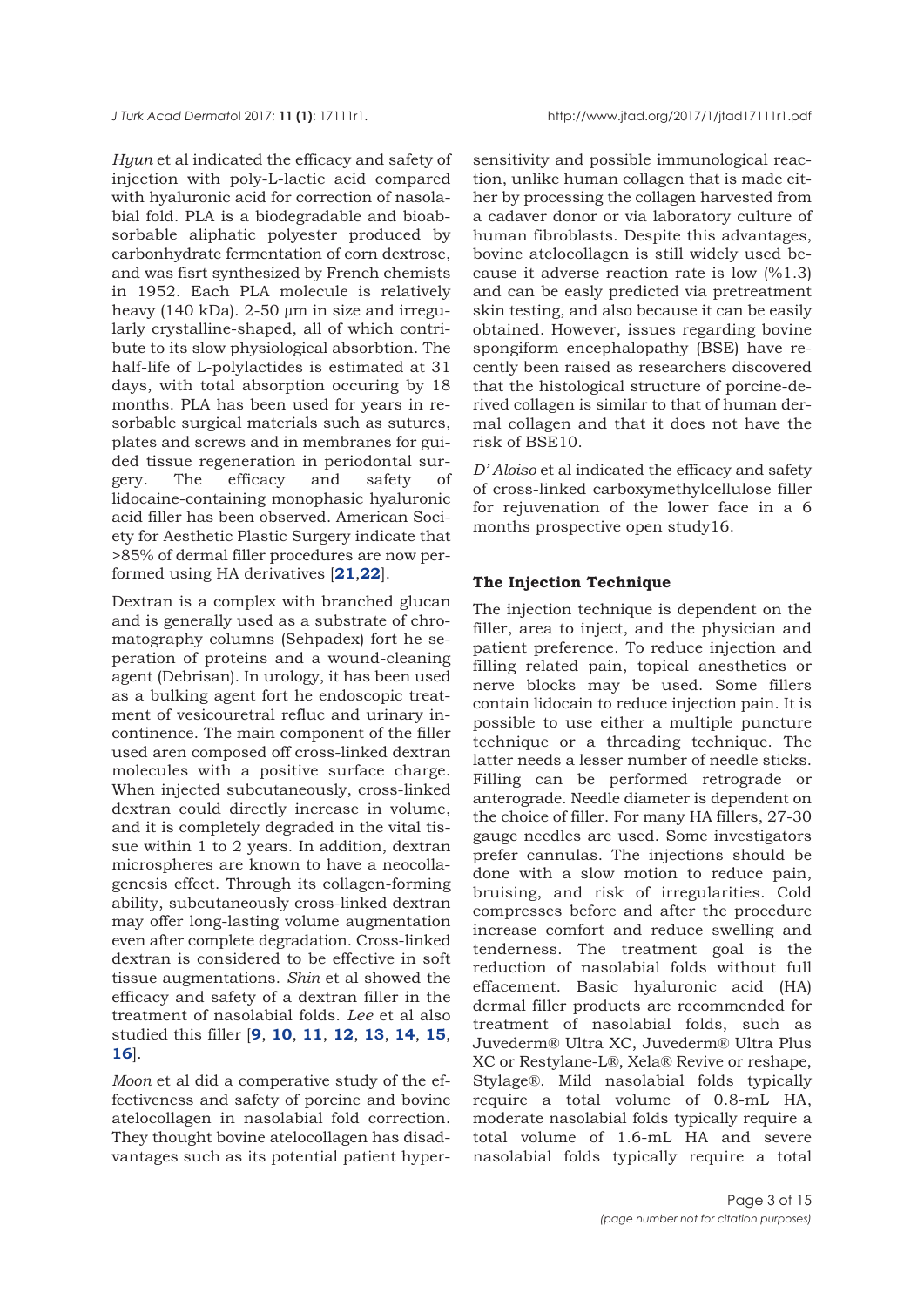*Hyun* et al indicated the efficacy and safety of injection with poly-L-lactic acid compared with hyaluronic acid for correction of nasolabial fold. PLA is a biodegradable and bioabsorbable aliphatic polyester produced by carbonhydrate fermentation of corn dextrose, and was fisrt synthesized by French chemists in 1952. Each PLA molecule is relatively heavy (140 kDa). 2-50 µm in size and irregularly crystalline-shaped, all of which contribute to its slow physiological absorbtion. The half-life of L-polylactides is estimated at 31 days, with total absorption occuring by 18 months. PLA has been used for years in resorbable surgical materials such as sutures, plates and screws and in membranes for guided tissue regeneration in periodontal surgery. The efficacy and safety of lidocaine-containing monophasic hyaluronic acid filler has been observed. American Society for Aesthetic Plastic Surgery indicate that >85% of dermal filler procedures are now performed using HA derivatives [**21**,**22**].

Dextran is a complex with branched glucan and is generally used as a substrate of chromatography columns (Sehpadex) fort he seperation of proteins and a wound-cleaning agent (Debrisan). In urology, it has been used as a bulking agent fort he endoscopic treatment of vesicouretral refluc and urinary incontinence. The main component of the filler used aren composed off cross-linked dextran molecules with a positive surface charge. When injected subcutaneously, cross-linked dextran could directly increase in volume, and it is completely degraded in the vital tissue within 1 to 2 years. In addition, dextran microspheres are known to have a neocollagenesis effect. Through its collagen-forming ability, subcutaneously cross-linked dextran may offer long-lasting volume augmentation even after complete degradation. Cross-linked dextran is considered to be effective in soft tissue augmentations. *Shin* et al showed the efficacy and safety of a dextran filler in the treatment of nasolabial folds. *Lee* et al also studied this filler [**9**, **10**, **11**, **12**, **13**, **14**, **15**, **16**].

*Moon* et al did a comperative study of the effectiveness and safety of porcine and bovine atelocollagen in nasolabial fold correction. They thought bovine atelocollagen has disadvantages such as its potential patient hypersensitivity and possible immunological reaction, unlike human collagen that is made either by processing the collagen harvested from a cadaver donor or via laboratory culture of human fibroblasts. Despite this advantages, bovine atelocollagen is still widely used because it adverse reaction rate is low (%1.3) and can be easly predicted via pretreatment skin testing, and also because it can be easily obtained. However, issues regarding bovine spongiform encephalopathy (BSE) have recently been raised as researchers discovered that the histological structure of porcine-derived collagen is similar to that of human dermal collagen and that it does not have the risk of BSE10.

*D' Aloiso* et al indicated the efficacy and safety of cross-linked carboxymethylcellulose filler for rejuvenation of the lower face in a 6 months prospective open study16.

### The Injection Technique

The injection technique is dependent on the filler, area to inject, and the physician and patient preference. To reduce injection and filling related pain, topical anesthetics or nerve blocks may be used. Some fillers contain lidocain to reduce injection pain. It is possible to use either a multiple puncture technique or a threading technique. The latter needs a lesser number of needle sticks. Filling can be performed retrograde or anterograde. Needle diameter is dependent on the choice of filler. For many HA fillers, 27-30 gauge needles are used. Some investigators prefer cannulas. The injections should be done with a slow motion to reduce pain, bruising, and risk of irregularities. Cold compresses before and after the procedure increase comfort and reduce swelling and tenderness. The treatment goal is the reduction of nasolabial folds without full effacement. Basic hyaluronic acid (HA) dermal filler products are recommended for treatment of nasolabial folds, such as Juvederm® Ultra XC, Juvederm® Ultra Plus XC or Restylane-L®, Xela® Revive or reshape, Stylage®. Mild nasolabial folds typically require a total volume of 0.8-mL HA, moderate nasolabial folds typically require a total volume of 1.6-mL HA and severe nasolabial folds typically require a total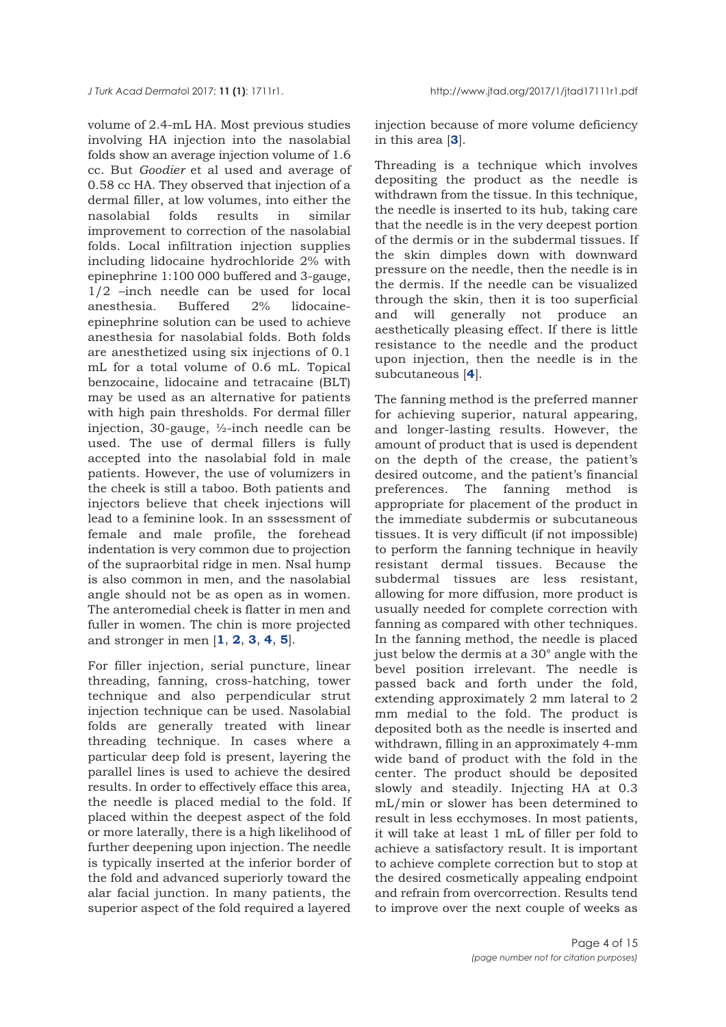volume of 2.4-mL HA. Most previous studies involving HA injection into the nasolabial folds show an average injection volume of 1.6 cc. But *Goodier* et al used and average of 0.58 cc HA. They observed that injection of a dermal filler, at low volumes, into either the nasolabial folds results in similar improvement to correction of the nasolabial folds. Local infiltration injection supplies including lidocaine hydrochloride 2% with epinephrine 1:100 000 buffered and 3-gauge, 1/2 –inch needle can be used for local anesthesia. Buffered 2% lidocaine-epinephrine solution can be used to achieve anesthesia for nasolabial folds. Both folds are anesthetized using six injections of 0.1 mL for a total volume of 0.6 mL. Topical benzocaine, lidocaine and tetracaine (BLT) may be used as an alternative for patients with high pain thresholds. For dermal filler injection, 30-gauge, ½-inch needle can be used. The use of dermal fillers is fully accepted into the nasolabial fold in male patients. However, the use of volumizers in the cheek is still a taboo. Both patients and injectors believe that cheek injections will lead to a feminine look. In an sssessment of female and male profile, the forehead indentation is very common due to projection of the supraorbital ridge in men. Nsal hump is also common in men, and the nasolabial angle should not be as open as in women. The anteromedial cheek is flatter in men and fuller in women. The chin is more projected and stronger in men [**1**, **2**, **3**, **4**, **5**].

For filler injection, serial puncture, linear threading, fanning, cross-hatching, tower technique and also perpendicular strut injection technique can be used. Nasolabial folds are generally treated with linear threading technique. In cases where a particular deep fold is present, layering the parallel lines is used to achieve the desired results. In order to effectively efface this area, the needle is placed medial to the fold. If placed within the deepest aspect of the fold or more laterally, there is a high likelihood of further deepening upon injection. The needle is typically inserted at the inferior border of the fold and advanced superiorly toward the alar facial junction. In many patients, the superior aspect of the fold required a layered injection because of more volume deficiency in this area [**3**].

Threading is a technique which involves depositing the product as the needle is withdrawn from the tissue. In this technique, the needle is inserted to its hub, taking care that the needle is in the very deepest portion of the dermis or in the subdermal tissues. If the skin dimples down with downward pressure on the needle, then the needle is in the dermis. If the needle can be visualized through the skin, then it is too superficial and will generally not produce an aesthetically pleasing effect. If there is little resistance to the needle and the product upon injection, then the needle is in the subcutaneous [**4**].

The fanning method is the preferred manner for achieving superior, natural appearing, and longer-lasting results. However, the amount of product that is used is dependent on the depth of the crease, the patient's desired outcome, and the patient's financial preferences. The fanning method is appropriate for placement of the product in the immediate subdermis or subcutaneous tissues. It is very difficult (if not impossible) to perform the fanning technique in heavily resistant dermal tissues. Because the subdermal tissues are less resistant, allowing for more diffusion, more product is usually needed for complete correction with fanning as compared with other techniques. In the fanning method, the needle is placed just below the dermis at a 30° angle with the bevel position irrelevant. The needle is passed back and forth under the fold, extending approximately 2 mm lateral to 2 mm medial to the fold. The product is deposited both as the needle is inserted and withdrawn, filling in an approximately 4-mm wide band of product with the fold in the center. The product should be deposited slowly and steadily. Injecting HA at 0.3 mL/min or slower has been determined to result in less ecchymoses. In most patients, it will take at least 1 mL of filler per fold to achieve a satisfactory result. It is important to achieve complete correction but to stop at the desired cosmetically appealing endpoint and refrain from overcorrection. Results tend to improve over the next couple of weeks as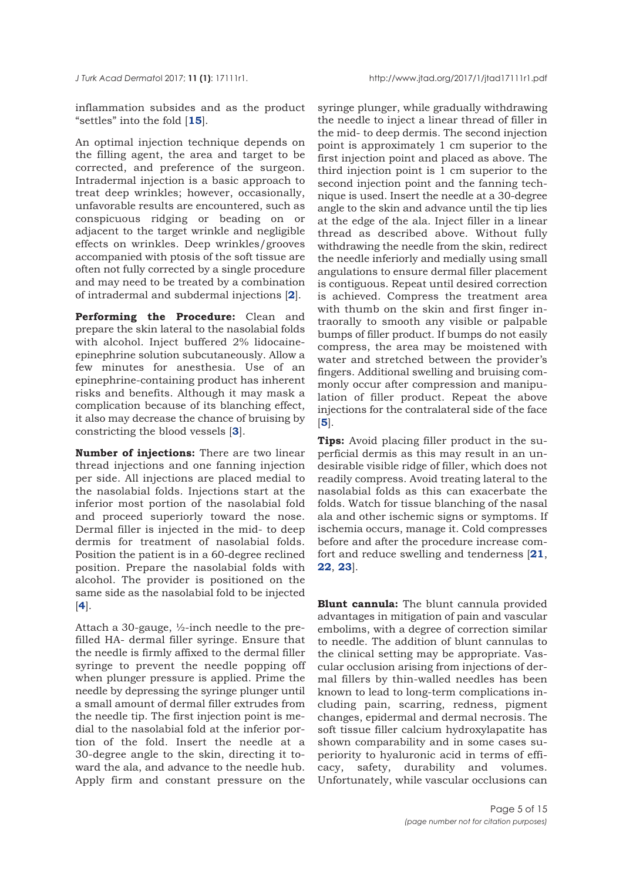inflammation subsides and as the product "settles" into the fold [**15**].

An optimal injection technique depends on the filling agent, the area and target to be corrected, and preference of the surgeon. Intradermal injection is a basic approach to treat deep wrinkles; however, occasionally, unfavorable results are encountered, such as conspicuous ridging or beading on or adjacent to the target wrinkle and negligible effects on wrinkles. Deep wrinkles/grooves accompanied with ptosis of the soft tissue are often not fully corrected by a single procedure and may need to be treated by a combination of intradermal and subdermal injections [**2**].

**Performing the Procedure:** Clean and prepare the skin lateral to the nasolabial folds with alcohol. Inject buffered 2% lidocaine-epinephrine solution subcutaneously. Allow a few minutes for anesthesia. Use of an epinephrine-containing product has inherent risks and benefits. Although it may mask a complication because of its blanching effect, it also may decrease the chance of bruising by constricting the blood vessels [**3**].

**Number of injections:** There are two linear thread injections and one fanning injection per side. All injections are placed medial to the nasolabial folds. Injections start at the inferior most portion of the nasolabial fold and proceed superiorly toward the nose. Dermal filler is injected in the mid- to deep dermis for treatment of nasolabial folds. Position the patient is in a 60-degree reclined position. Prepare the nasolabial folds with alcohol. The provider is positioned on the same side as the nasolabial fold to be injected [**4**].

Attach a 30-gauge, ½-inch needle to the prefilled HA- dermal filler syringe. Ensure that the needle is firmly affixed to the dermal filler syringe to prevent the needle popping off when plunger pressure is applied. Prime the needle by depressing the syringe plunger until a small amount of dermal filler extrudes from the needle tip. The first injection point is medial to the nasolabial fold at the inferior portion of the fold. Insert the needle at a 30-degree angle to the skin, directing it toward the ala, and advance to the needle hub. Apply firm and constant pressure on the syringe plunger, while gradually withdrawing the needle to inject a linear thread of filler in the mid- to deep dermis. The second injection point is approximately 1 cm superior to the first injection point and placed as above. The third injection point is 1 cm superior to the second injection point and the fanning technique is used. Insert the needle at a 30-degree angle to the skin and advance until the tip lies at the edge of the ala. Inject filler in a linear thread as described above. Without fully withdrawing the needle from the skin, redirect the needle inferiorly and medially using small angulations to ensure dermal filler placement is contiguous. Repeat until desired correction is achieved. Compress the treatment area with thumb on the skin and first finger intraorally to smooth any visible or palpable bumps of filler product. If bumps do not easily compress, the area may be moistened with water and stretched between the provider's fingers. Additional swelling and bruising commonly occur after compression and manipulation of filler product. Repeat the above injections for the contralateral side of the face [**5**].

**Tips:** Avoid placing filler product in the superficial dermis as this may result in an undesirable visible ridge of filler, which does not readily compress. Avoid treating lateral to the nasolabial folds as this can exacerbate the folds. Watch for tissue blanching of the nasal ala and other ischemic signs or symptoms. If ischemia occurs, manage it. Cold compresses before and after the procedure increase comfort and reduce swelling and tenderness [**21**, **22**, **23**].

**Blunt cannula:** The blunt cannula provided advantages in mitigation of pain and vascular embolims, with a degree of correction similar to needle. The addition of blunt cannulas to the clinical setting may be appropriate. Vascular occlusion arising from injections of dermal fillers by thin-walled needles has been known to lead to long-term complications including pain, scarring, redness, pigment changes, epidermal and dermal necrosis. The soft tissue filler calcium hydroxylapatite has shown comparability and in some cases superiority to hyaluronic acid in terms of efficacy, safety, durability and volumes. Unfortunately, while vascular occlusions can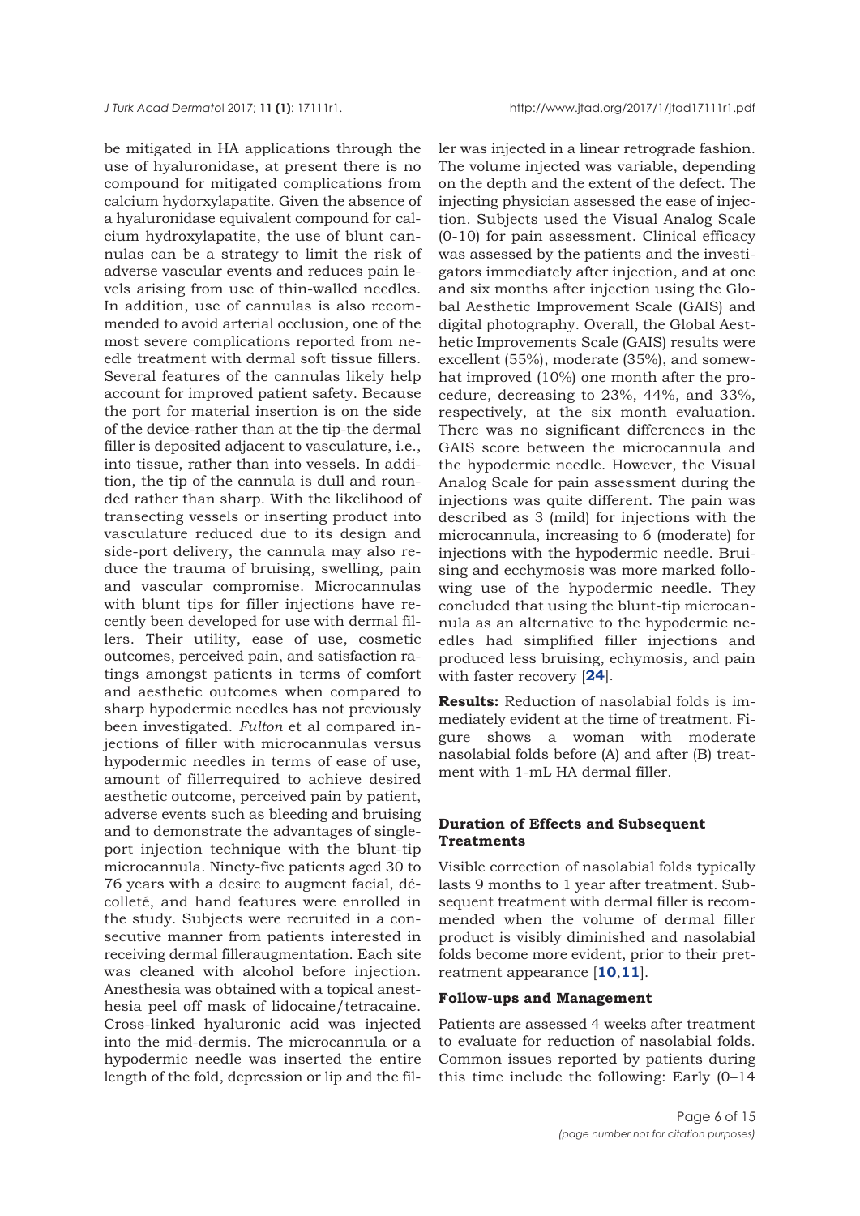be mitigated in HA applications through the use of hyaluronidase, at present there is no compound for mitigated complications from calcium hydorxylapatite. Given the absence of a hyaluronidase equivalent compound for calcium hydroxylapatite, the use of blunt cannulas can be a strategy to limit the risk of adverse vascular events and reduces pain levels arising from use of thin-walled needles. In addition, use of cannulas is also recommended to avoid arterial occlusion, one of the most severe complications reported from needle treatment with dermal soft tissue fillers. Several features of the cannulas likely help account for improved patient safety. Because the port for material insertion is on the side of the device-rather than at the tip-the dermal filler is deposited adjacent to vasculature, i.e., into tissue, rather than into vessels. In addition, the tip of the cannula is dull and rounded rather than sharp. With the likelihood of transecting vessels or inserting product into vasculature reduced due to its design and side-port delivery, the cannula may also reduce the trauma of bruising, swelling, pain and vascular compromise. Microcannulas with blunt tips for filler injections have recently been developed for use with dermal fillers. Their utility, ease of use, cosmetic outcomes, perceived pain, and satisfaction ratings amongst patients in terms of comfort and aesthetic outcomes when compared to sharp hypodermic needles has not previously been investigated. *Fulton* et al compared injections of filler with microcannulas versus hypodermic needles in terms of ease of use, amount of fillerrequired to achieve desired aesthetic outcome, perceived pain by patient, adverse events such as bleeding and bruising and to demonstrate the advantages of single-port injection technique with the blunt-tip microcannula. Ninety-five patients aged 30 to 76 years with a desire to augment facial, décolleté, and hand features were enrolled in the study. Subjects were recruited in a consecutive manner from patients interested in receiving dermal filleraugmentation. Each site was cleaned with alcohol before injection. Anesthesia was obtained with a topical anesthesia peel off mask of lidocaine/tetracaine. Cross-linked hyaluronic acid was injected into the mid-dermis. The microcannula or a hypodermic needle was inserted the entire length of the fold, depression or lip and the filler was injected in a linear retrograde fashion. The volume injected was variable, depending on the depth and the extent of the defect. The injecting physician assessed the ease of injection. Subjects used the Visual Analog Scale (0-10) for pain assessment. Clinical efficacy was assessed by the patients and the investigators immediately after injection, and at one and six months after injection using the Global Aesthetic Improvement Scale (GAIS) and digital photography. Overall, the Global Aesthetic Improvements Scale (GAIS) results were excellent (55%), moderate (35%), and somewhat improved (10%) one month after the procedure, decreasing to 23%, 44%, and 33%, respectively, at the six month evaluation. There was no significant differences in the GAIS score between the microcannula and the hypodermic needle. However, the Visual Analog Scale for pain assessment during the injections was quite different. The pain was described as 3 (mild) for injections with the microcannula, increasing to 6 (moderate) for injections with the hypodermic needle. Bruising and ecchymosis was more marked following use of the hypodermic needle. They concluded that using the blunt-tip microcannula as an alternative to the hypodermic needles had simplified filler injections and produced less bruising, echymosis, and pain with faster recovery [**24**].

**Results:** Reduction of nasolabial folds is immediately evident at the time of treatment. Figure shows a woman with moderate nasolabial folds before (A) and after (B) treatment with 1-mL HA dermal filler.

### Duration of Effects and Subsequent Treatments

Visible correction of nasolabial folds typically lasts 9 months to 1 year after treatment. Subsequent treatment with dermal filler is recommended when the volume of dermal filler product is visibly diminished and nasolabial folds become more evident, prior to their pretreatment appearance [**10**,**11**].

### Follow-ups and Management

Patients are assessed 4 weeks after treatment to evaluate for reduction of nasolabial folds. Common issues reported by patients during this time include the following: Early (0–14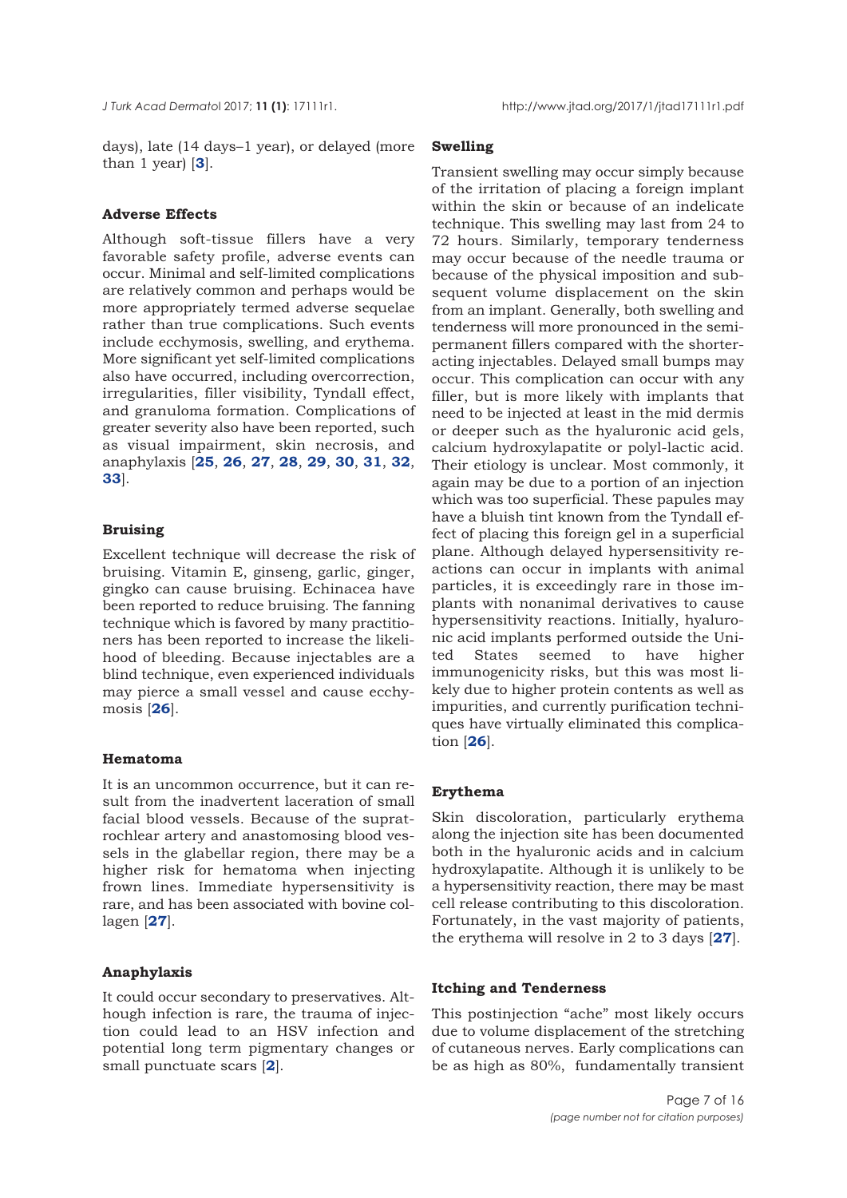days), late (14 days–1 year), or delayed (more than 1 year) [3].

### Adverse Effects

Although soft-tissue fillers have a very favorable safety profile, adverse events can occur. Minimal and self-limited complications are relatively common and perhaps would be more appropriately termed adverse sequelae rather than true complications. Such events include ecchymosis, swelling, and erythema. More significant yet self-limited complications also have occurred, including overcorrection, irregularities, filler visibility, Tyndall effect, and granuloma formation. Complications of greater severity also have been reported, such as visual impairment, skin necrosis, and anaphylaxis [25, 26, 27, 28, 29, 30, 31, 32, 33].

### Bruising

Excellent technique will decrease the risk of bruising. Vitamin E, ginseng, garlic, ginger, gingko can cause bruising. Echinacea have been reported to reduce bruising. The fanning technique which is favored by many practitioners has been reported to increase the likelihood of bleeding. Because injectables are a blind technique, even experienced individuals may pierce a small vessel and cause ecchymosis [26].

### Hematoma

It is an uncommon occurrence, but it can result from the inadvertent laceration of small facial blood vessels. Because of the supratrochlear artery and anastomosing blood vessels in the glabellar region, there may be a higher risk for hematoma when injecting frown lines. Immediate hypersensitivity is rare, and has been associated with bovine collagen [27].

### Anaphylaxis

It could occur secondary to preservatives. Although infection is rare, the trauma of injection could lead to an HSV infection and potential long term pigmentary changes or small punctuate scars [2].

### Swelling

Transient swelling may occur simply because of the irritation of placing a foreign implant within the skin or because of an indelicate technique. This swelling may last from 24 to 72 hours. Similarly, temporary tenderness may occur because of the needle trauma or because of the physical imposition and subsequent volume displacement on the skin from an implant. Generally, both swelling and tenderness will more pronounced in the semipermanent fillers compared with the shorter-acting injectables. Delayed small bumps may occur. This complication can occur with any filler, but is more likely with implants that need to be injected at least in the mid dermis or deeper such as the hyaluronic acid gels, calcium hydroxylapatite or polyl-lactic acid. Their etiology is unclear. Most commonly, it again may be due to a portion of an injection which was too superficial. These papules may have a bluish tint known from the Tyndall effect of placing this foreign gel in a superficial plane. Although delayed hypersensitivity reactions can occur in implants with animal particles, it is exceedingly rare in those implants with nonanimal derivatives to cause hypersensitivity reactions. Initially, hyaluronic acid implants performed outside the United States seemed to have higher immunogenicity risks, but this was most likely due to higher protein contents as well as impurities, and currently purification techniques have virtually eliminated this complication [26].

### Erythema

Skin discoloration, particularly erythema along the injection site has been documented both in the hyaluronic acids and in calcium hydroxylapatite. Although it is unlikely to be a hypersensitivity reaction, there may be mast cell release contributing to this discoloration. Fortunately, in the vast majority of patients, the erythema will resolve in 2 to 3 days [27].

### Itching and Tenderness

This postinjection "ache" most likely occurs due to volume displacement of the stretching of cutaneous nerves. Early complications can be as high as 80%, fundamentally transient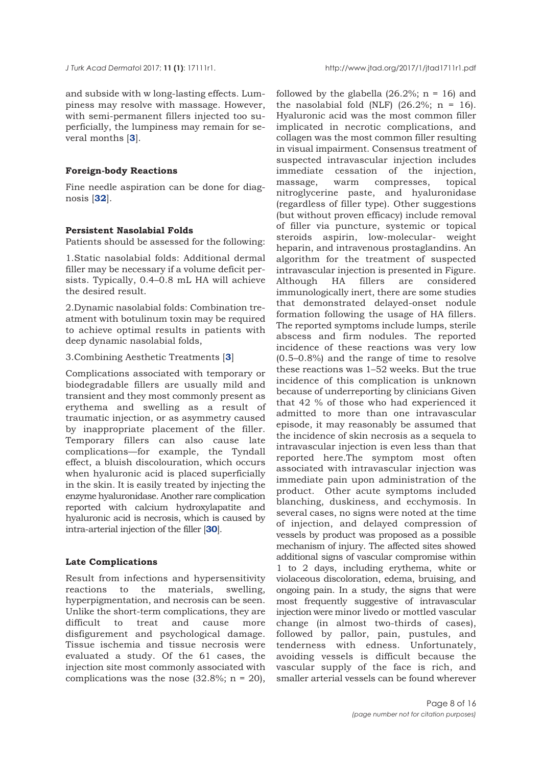and subside with w long-lasting effects. Lumpiness may resolve with massage. However, with semi-permanent fillers injected too superficially, the lumpiness may remain for several months [3].

**Foreign-body Reactions**

Fine needle aspiration can be done for diagnosis [32].

**Persistent Nasolabial Folds**

Patients should be assessed for the following:

1.Static nasolabial folds: Additional dermal filler may be necessary if a volume deficit persists. Typically, 0.4–0.8 mL HA will achieve the desired result.

2.Dynamic nasolabial folds: Combination treatment with botulinum toxin may be required to achieve optimal results in patients with deep dynamic nasolabial folds,

3.Combining Aesthetic Treatments [3]

Complications associated with temporary or biodegradable fillers are usually mild and transient and they most commonly present as erythema and swelling as a result of traumatic injection, or as asymmetry caused by inappropriate placement of the filler. Temporary fillers can also cause late complications—for example, the Tyndall effect, a bluish discolouration, which occurs when hyaluronic acid is placed superficially in the skin. It is easily treated by injecting the enzyme hyaluronidase. Another rare complication reported with calcium hydroxylapatite and hyaluronic acid is necrosis, which is caused by intra-arterial injection of the filler [30].

**Late Complications**

Result from infections and hypersensitivity reactions to the materials, swelling, hyperpigmentation, and necrosis can be seen. Unlike the short-term complications, they are difficult to treat and cause more disfigurement and psychological damage. Tissue ischemia and tissue necrosis were evaluated a study. Of the 61 cases, the injection site most commonly associated with complications was the nose (32.8%; n = 20), followed by the glabella (26.2%; n = 16) and the nasolabial fold (NLF) (26.2%; n = 16). Hyaluronic acid was the most common filler implicated in necrotic complications, and collagen was the most common filler resulting in visual impairment. Consensus treatment of suspected intravascular injection includes immediate cessation of the injection, massage, warm compresses, topical nitroglycerine paste, and hyaluronidase (regardless of filler type). Other suggestions (but without proven efficacy) include removal of filler via puncture, systemic or topical steroids aspirin, low-molecular- weight heparin, and intravenous prostaglandins. An algorithm for the treatment of suspected intravascular injection is presented in Figure. Although HA fillers are considered immunologically inert, there are some studies that demonstrated delayed-onset nodule formation following the usage of HA fillers. The reported symptoms include lumps, sterile abscess and firm nodules. The reported incidence of these reactions was very low (0.5–0.8%) and the range of time to resolve these reactions was 1–52 weeks. But the true incidence of this complication is unknown because of underreporting by clinicians Given that 42 % of those who had experienced it admitted to more than one intravascular episode, it may reasonably be assumed that the incidence of skin necrosis as a sequela to intravascular injection is even less than that reported here.The symptom most often associated with intravascular injection was immediate pain upon administration of the product. Other acute symptoms included blanching, duskiness, and ecchymosis. In several cases, no signs were noted at the time of injection, and delayed compression of vessels by product was proposed as a possible mechanism of injury. The affected sites showed additional signs of vascular compromise within 1 to 2 days, including erythema, white or violaceous discoloration, edema, bruising, and ongoing pain. In a study, the signs that were most frequently suggestive of intravascular injection were minor livedo or mottled vascular change (in almost two-thirds of cases), followed by pallor, pain, pustules, and tenderness with edness. Unfortunately, avoiding vessels is difficult because the vascular supply of the face is rich, and smaller arterial vessels can be found wherever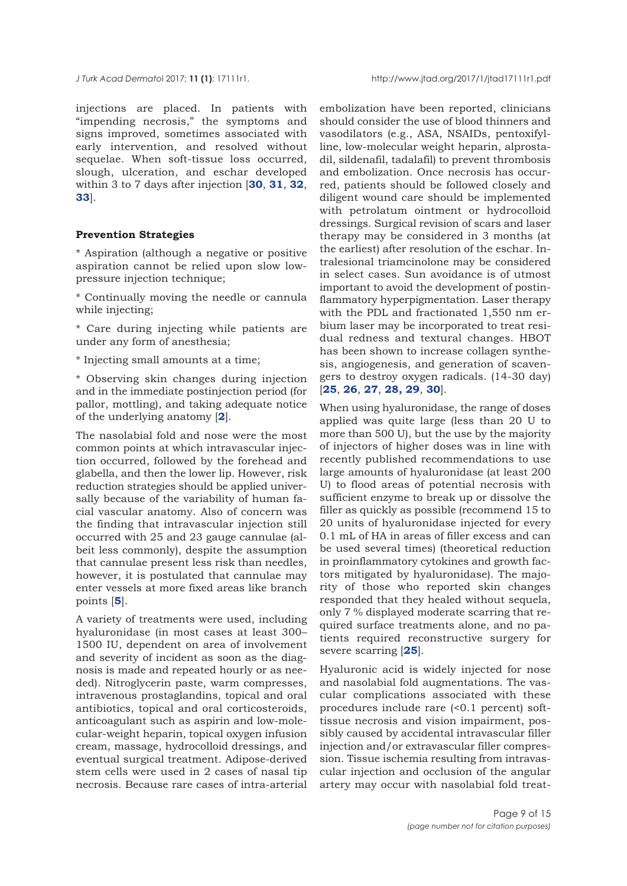injections are placed. In patients with "impending necrosis," the symptoms and signs improved, sometimes associated with early intervention, and resolved without sequelae. When soft-tissue loss occurred, slough, ulceration, and eschar developed within 3 to 7 days after injection [**30**, **31**, **32**, **33**].

**Prevention Strategies**

* Aspiration (although a negative or positive aspiration cannot be relied upon slow low-pressure injection technique;

* Continually moving the needle or cannula while injecting;

* Care during injecting while patients are under any form of anesthesia;

* Injecting small amounts at a time;

* Observing skin changes during injection and in the immediate postinjection period (for pallor, mottling), and taking adequate notice of the underlying anatomy [**2**].

The nasolabial fold and nose were the most common points at which intravascular injection occurred, followed by the forehead and glabella, and then the lower lip. However, risk reduction strategies should be applied universally because of the variability of human facial vascular anatomy. Also of concern was the finding that intravascular injection still occurred with 25 and 23 gauge cannulae (albeit less commonly), despite the assumption that cannulae present less risk than needles, however, it is postulated that cannulae may enter vessels at more fixed areas like branch points [**5**].

A variety of treatments were used, including hyaluronidase (in most cases at least 300–1500 IU, dependent on area of involvement and severity of incident as soon as the diagnosis is made and repeated hourly or as needed). Nitroglycerin paste, warm compresses, intravenous prostaglandins, topical and oral antibiotics, topical and oral corticosteroids, anticoagulant such as aspirin and low-molecular-weight heparin, topical oxygen infusion cream, massage, hydrocolloid dressings, and eventual surgical treatment. Adipose-derived stem cells were used in 2 cases of nasal tip necrosis. Because rare cases of intra-arterial embolization have been reported, clinicians should consider the use of blood thinners and vasodilators (e.g., ASA, NSAIDs, pentoxifylline, low-molecular weight heparin, alprostadil, sildenafil, tadalafil) to prevent thrombosis and embolization. Once necrosis has occurred, patients should be followed closely and diligent wound care should be implemented with petrolatum ointment or hydrocolloid dressings. Surgical revision of scars and laser therapy may be considered in 3 months (at the earliest) after resolution of the eschar. Intralesional triamcinolone may be considered in select cases. Sun avoidance is of utmost important to avoid the development of postinflammatory hyperpigmentation. Laser therapy with the PDL and fractionated 1,550 nm erbium laser may be incorporated to treat residual redness and textural changes. HBOT has been shown to increase collagen synthesis, angiogenesis, and generation of scavengers to destroy oxygen radicals. (14-30 day) [**25**, **26**, **27**, **28, 29**, **30**].

When using hyaluronidase, the range of doses applied was quite large (less than 20 U to more than 500 U), but the use by the majority of injectors of higher doses was in line with recently published recommendations to use large amounts of hyaluronidase (at least 200 U) to flood areas of potential necrosis with sufficient enzyme to break up or dissolve the filler as quickly as possible (recommend 15 to 20 units of hyaluronidase injected for every 0.1 mL of HA in areas of filler excess and can be used several times) (theoretical reduction in proinflammatory cytokines and growth factors mitigated by hyaluronidase). The majority of those who reported skin changes responded that they healed without sequela, only 7 % displayed moderate scarring that required surface treatments alone, and no patients required reconstructive surgery for severe scarring [**25**].

Hyaluronic acid is widely injected for nose and nasolabial fold augmentations. The vascular complications associated with these procedures include rare (<0.1 percent) soft-tissue necrosis and vision impairment, possibly caused by accidental intravascular filler injection and/or extravascular filler compression. Tissue ischemia resulting from intravascular injection and occlusion of the angular artery may occur with nasolabial fold treat-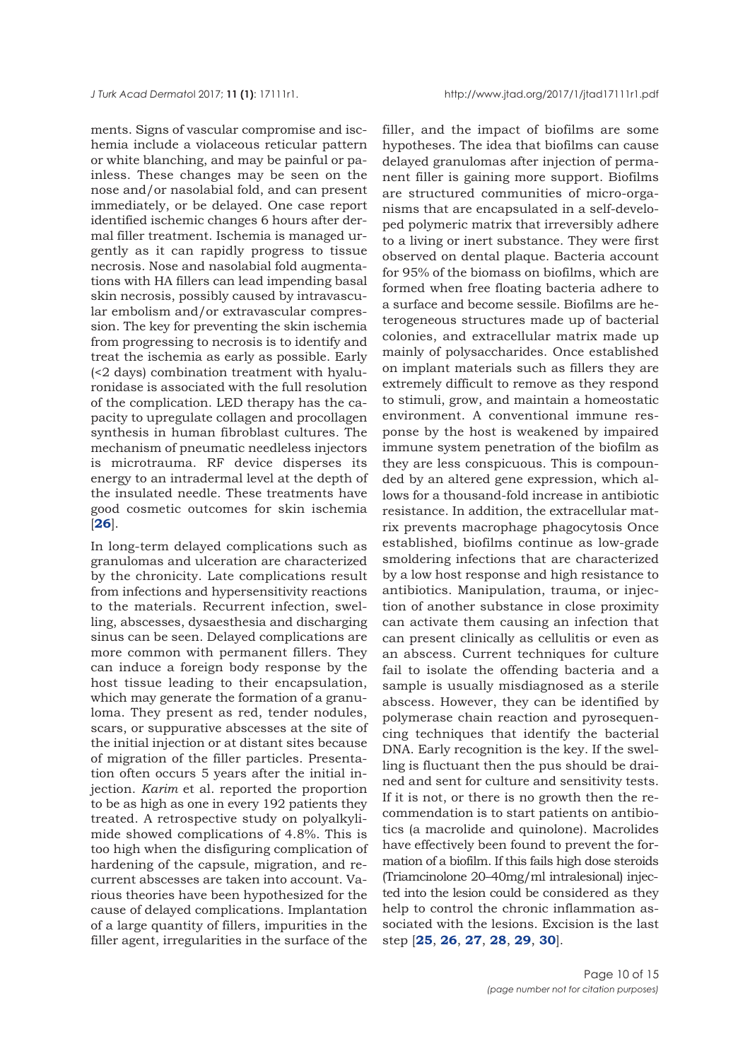ments. Signs of vascular compromise and ischemia include a violaceous reticular pattern or white blanching, and may be painful or painless. These changes may be seen on the nose and/or nasolabial fold, and can present immediately, or be delayed. One case report identified ischemic changes 6 hours after dermal filler treatment. Ischemia is managed urgently as it can rapidly progress to tissue necrosis. Nose and nasolabial fold augmentations with HA fillers can lead impending basal skin necrosis, possibly caused by intravascular embolism and/or extravascular compression. The key for preventing the skin ischemia from progressing to necrosis is to identify and treat the ischemia as early as possible. Early (<2 days) combination treatment with hyaluronidase is associated with the full resolution of the complication. LED therapy has the capacity to upregulate collagen and procollagen synthesis in human fibroblast cultures. The mechanism of pneumatic needleless injectors is microtrauma. RF device disperses its energy to an intradermal level at the depth of the insulated needle. These treatments have good cosmetic outcomes for skin ischemia [**26**].

In long-term delayed complications such as granulomas and ulceration are characterized by the chronicity. Late complications result from infections and hypersensitivity reactions to the materials. Recurrent infection, swelling, abscesses, dysaesthesia and discharging sinus can be seen. Delayed complications are more common with permanent fillers. They can induce a foreign body response by the host tissue leading to their encapsulation, which may generate the formation of a granuloma. They present as red, tender nodules, scars, or suppurative abscesses at the site of the initial injection or at distant sites because of migration of the filler particles. Presentation often occurs 5 years after the initial injection. *Karim* et al. reported the proportion to be as high as one in every 192 patients they treated. A retrospective study on polyalkylimide showed complications of 4.8%. This is too high when the disfiguring complication of hardening of the capsule, migration, and recurrent abscesses are taken into account. Various theories have been hypothesized for the cause of delayed complications. Implantation of a large quantity of fillers, impurities in the filler agent, irregularities in the surface of the filler, and the impact of biofilms are some hypotheses. The idea that biofilms can cause delayed granulomas after injection of permanent filler is gaining more support. Biofilms are structured communities of micro-organisms that are encapsulated in a self-developed polymeric matrix that irreversibly adhere to a living or inert substance. They were first observed on dental plaque. Bacteria account for 95% of the biomass on biofilms, which are formed when free floating bacteria adhere to a surface and become sessile. Biofilms are heterogeneous structures made up of bacterial colonies, and extracellular matrix made up mainly of polysaccharides. Once established on implant materials such as fillers they are extremely difficult to remove as they respond to stimuli, grow, and maintain a homeostatic environment. A conventional immune response by the host is weakened by impaired immune system penetration of the biofilm as they are less conspicuous. This is compounded by an altered gene expression, which allows for a thousand-fold increase in antibiotic resistance. In addition, the extracellular matrix prevents macrophage phagocytosis Once established, biofilms continue as low-grade smoldering infections that are characterized by a low host response and high resistance to antibiotics. Manipulation, trauma, or injection of another substance in close proximity can activate them causing an infection that can present clinically as cellulitis or even as an abscess. Current techniques for culture fail to isolate the offending bacteria and a sample is usually misdiagnosed as a sterile abscess. However, they can be identified by polymerase chain reaction and pyrosequencing techniques that identify the bacterial DNA. Early recognition is the key. If the swelling is fluctuant then the pus should be drained and sent for culture and sensitivity tests. If it is not, or there is no growth then the recommendation is to start patients on antibiotics (a macrolide and quinolone). Macrolides have effectively been found to prevent the formation of a biofilm. If this fails high dose steroids (Triamcinolone 20–40mg/ml intralesional) injected into the lesion could be considered as they help to control the chronic inflammation associated with the lesions. Excision is the last step [**25**, **26**, **27**, **28**, **29**, **30**].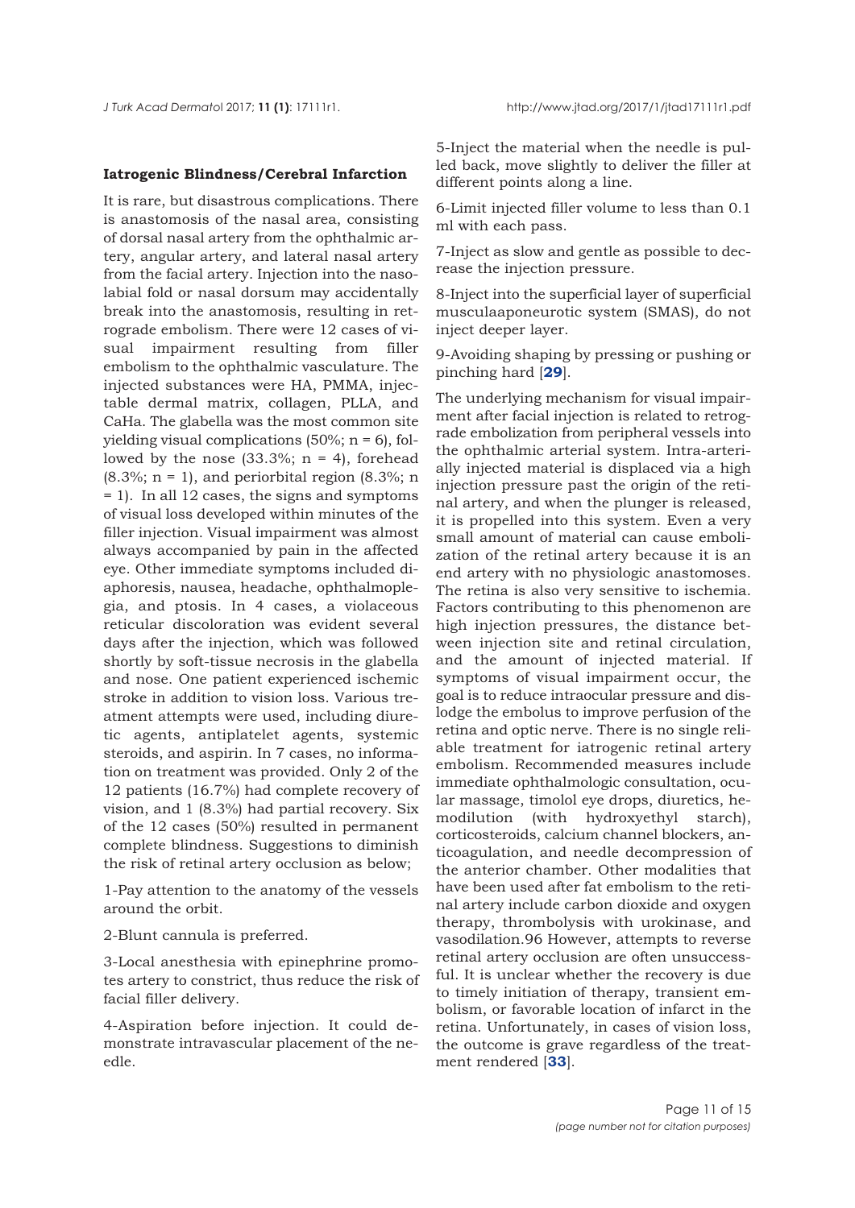**Iatrogenic Blindness/Cerebral Infarction**

It is rare, but disastrous complications. There is anastomosis of the nasal area, consisting of dorsal nasal artery from the ophthalmic artery, angular artery, and lateral nasal artery from the facial artery. Injection into the nasolabial fold or nasal dorsum may accidentally break into the anastomosis, resulting in retrograde embolism. There were 12 cases of visual impairment resulting from filler embolism to the ophthalmic vasculature. The injected substances were HA, PMMA, injectable dermal matrix, collagen, PLLA, and CaHa. The glabella was the most common site yielding visual complications (50%; n = 6), followed by the nose (33.3%; n = 4), forehead (8.3%; n = 1), and periorbital region (8.3%; n = 1). In all 12 cases, the signs and symptoms of visual loss developed within minutes of the filler injection. Visual impairment was almost always accompanied by pain in the affected eye. Other immediate symptoms included diaphoresis, nausea, headache, ophthalmoplegia, and ptosis. In 4 cases, a violaceous reticular discoloration was evident several days after the injection, which was followed shortly by soft-tissue necrosis in the glabella and nose. One patient experienced ischemic stroke in addition to vision loss. Various treatment attempts were used, including diuretic agents, antiplatelet agents, systemic steroids, and aspirin. In 7 cases, no information on treatment was provided. Only 2 of the 12 patients (16.7%) had complete recovery of vision, and 1 (8.3%) had partial recovery. Six of the 12 cases (50%) resulted in permanent complete blindness. Suggestions to diminish the risk of retinal artery occlusion as below;

1-Pay attention to the anatomy of the vessels around the orbit.

2-Blunt cannula is preferred.

3-Local anesthesia with epinephrine promotes artery to constrict, thus reduce the risk of facial filler delivery.

4-Aspiration before injection. It could demonstrate intravascular placement of the needle.

5-Inject the material when the needle is pulled back, move slightly to deliver the filler at different points along a line.

6-Limit injected filler volume to less than 0.1 ml with each pass.

7-Inject as slow and gentle as possible to decrease the injection pressure.

8-Inject into the superficial layer of superficial musculaaponeurotic system (SMAS), do not inject deeper layer.

9-Avoiding shaping by pressing or pushing or pinching hard [29].

The underlying mechanism for visual impairment after facial injection is related to retrograde embolization from peripheral vessels into the ophthalmic arterial system. Intra-arterially injected material is displaced via a high injection pressure past the origin of the retinal artery, and when the plunger is released, it is propelled into this system. Even a very small amount of material can cause embolization of the retinal artery because it is an end artery with no physiologic anastomoses. The retina is also very sensitive to ischemia. Factors contributing to this phenomenon are high injection pressures, the distance between injection site and retinal circulation, and the amount of injected material. If symptoms of visual impairment occur, the goal is to reduce intraocular pressure and dislodge the embolus to improve perfusion of the retina and optic nerve. There is no single reliable treatment for iatrogenic retinal artery embolism. Recommended measures include immediate ophthalmologic consultation, ocular massage, timolol eye drops, diuretics, hemodilution (with hydroxyethyl starch), corticosteroids, calcium channel blockers, anticoagulation, and needle decompression of the anterior chamber. Other modalities that have been used after fat embolism to the retinal artery include carbon dioxide and oxygen therapy, thrombolysis with urokinase, and vasodilation.96 However, attempts to reverse retinal artery occlusion are often unsuccessful. It is unclear whether the recovery is due to timely initiation of therapy, transient embolism, or favorable location of infarct in the retina. Unfortunately, in cases of vision loss, the outcome is grave regardless of the treatment rendered [33].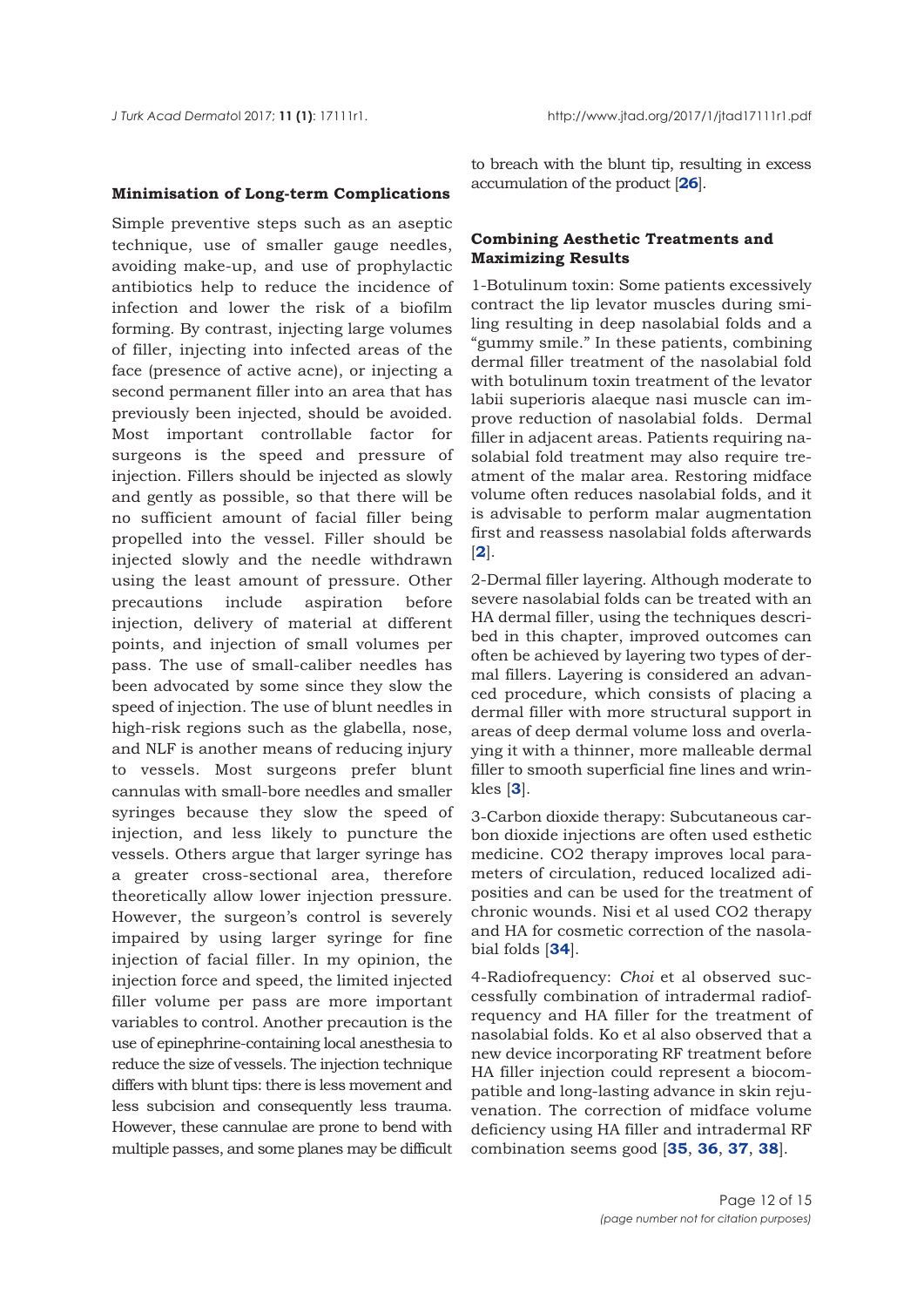### Minimisation of Long-term Complications

Simple preventive steps such as an aseptic technique, use of smaller gauge needles, avoiding make-up, and use of prophylactic antibiotics help to reduce the incidence of infection and lower the risk of a biofilm forming. By contrast, injecting large volumes of filler, injecting into infected areas of the face (presence of active acne), or injecting a second permanent filler into an area that has previously been injected, should be avoided. Most important controllable factor for surgeons is the speed and pressure of injection. Fillers should be injected as slowly and gently as possible, so that there will be no sufficient amount of facial filler being propelled into the vessel. Filler should be injected slowly and the needle withdrawn using the least amount of pressure. Other precautions include aspiration before injection, delivery of material at different points, and injection of small volumes per pass. The use of small-caliber needles has been advocated by some since they slow the speed of injection. The use of blunt needles in high-risk regions such as the glabella, nose, and NLF is another means of reducing injury to vessels. Most surgeons prefer blunt cannulas with small-bore needles and smaller syringes because they slow the speed of injection, and less likely to puncture the vessels. Others argue that larger syringe has a greater cross-sectional area, therefore theoretically allow lower injection pressure. However, the surgeon's control is severely impaired by using larger syringe for fine injection of facial filler. In my opinion, the injection force and speed, the limited injected filler volume per pass are more important variables to control. Another precaution is the use of epinephrine-containing local anesthesia to reduce the size of vessels. The injection technique differs with blunt tips: there is less movement and less subcision and consequently less trauma. However, these cannulae are prone to bend with multiple passes, and some planes may be difficult to breach with the blunt tip, resulting in excess accumulation of the product [26].

### Combining Aesthetic Treatments and Maximizing Results

1-Botulinum toxin: Some patients excessively contract the lip levator muscles during smiling resulting in deep nasolabial folds and a "gummy smile." In these patients, combining dermal filler treatment of the nasolabial fold with botulinum toxin treatment of the levator labii superioris alaeque nasi muscle can improve reduction of nasolabial folds. Dermal filler in adjacent areas. Patients requiring nasolabial fold treatment may also require treatment of the malar area. Restoring midface volume often reduces nasolabial folds, and it is advisable to perform malar augmentation first and reassess nasolabial folds afterwards [2].

2-Dermal filler layering. Although moderate to severe nasolabial folds can be treated with an HA dermal filler, using the techniques described in this chapter, improved outcomes can often be achieved by layering two types of dermal fillers. Layering is considered an advanced procedure, which consists of placing a dermal filler with more structural support in areas of deep dermal volume loss and overlaying it with a thinner, more malleable dermal filler to smooth superficial fine lines and wrinkles [3].

3-Carbon dioxide therapy: Subcutaneous carbon dioxide injections are often used esthetic medicine. $CO_2$ therapy improves local parameters of circulation, reduced localized adiposities and can be used for the treatment of chronic wounds. Nisi et al used $CO_2$ therapy and HA for cosmetic correction of the nasolabial folds [34].

4-Radiofrequency: *Choi* et al observed successfully combination of intradermal radiofrequency and HA filler for the treatment of nasolabial folds. Ko et al also observed that a new device incorporating RF treatment before HA filler injection could represent a biocompatible and long-lasting advance in skin rejuvenation. The correction of midface volume deficiency using HA filler and intradermal RF combination seems good [35, 36, 37, 38].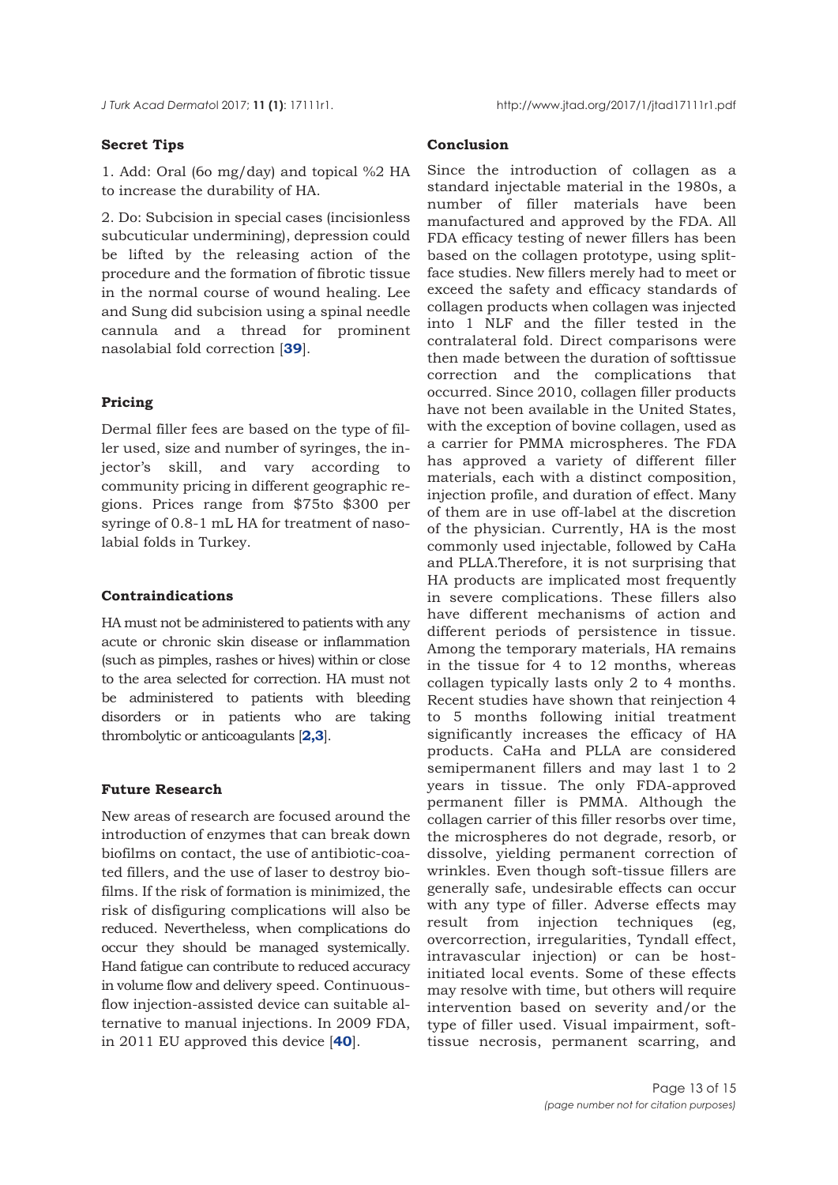### Secret Tips

1. Add: Oral (6o mg/day) and topical %2 HA to increase the durability of HA.

2. Do: Subcision in special cases (incisionless subcuticular undermining), depression could be lifted by the releasing action of the procedure and the formation of fibrotic tissue in the normal course of wound healing. Lee and Sung did subcision using a spinal needle cannula and a thread for prominent nasolabial fold correction [39].

### Pricing

Dermal filler fees are based on the type of filler used, size and number of syringes, the injector's skill, and vary according to community pricing in different geographic regions. Prices range from $75to $300 per syringe of 0.8-1 mL HA for treatment of nasolabial folds in Turkey.

### Contraindications

HA must not be administered to patients with any acute or chronic skin disease or inflammation (such as pimples, rashes or hives) within or close to the area selected for correction. HA must not be administered to patients with bleeding disorders or in patients who are taking thrombolytic or anticoagulants [2,3].

### Future Research

New areas of research are focused around the introduction of enzymes that can break down biofilms on contact, the use of antibiotic-coated fillers, and the use of laser to destroy biofilms. If the risk of formation is minimized, the risk of disfiguring complications will also be reduced. Nevertheless, when complications do occur they should be managed systemically. Hand fatigue can contribute to reduced accuracy in volume flow and delivery speed. Continuous-flow injection-assisted device can suitable alternative to manual injections. In 2009 FDA, in 2011 EU approved this device [40].

### Conclusion

Since the introduction of collagen as a standard injectable material in the 1980s, a number of filler materials have been manufactured and approved by the FDA. All FDA efficacy testing of newer fillers has been based on the collagen prototype, using split-face studies. New fillers merely had to meet or exceed the safety and efficacy standards of collagen products when collagen was injected into 1 NLF and the filler tested in the contralateral fold. Direct comparisons were then made between the duration of softtissue correction and the complications that occurred. Since 2010, collagen filler products have not been available in the United States, with the exception of bovine collagen, used as a carrier for PMMA microspheres. The FDA has approved a variety of different filler materials, each with a distinct composition, injection profile, and duration of effect. Many of them are in use off-label at the discretion of the physician. Currently, HA is the most commonly used injectable, followed by CaHa and PLLA.Therefore, it is not surprising that HA products are implicated most frequently in severe complications. These fillers also have different mechanisms of action and different periods of persistence in tissue. Among the temporary materials, HA remains in the tissue for 4 to 12 months, whereas collagen typically lasts only 2 to 4 months. Recent studies have shown that reinjection 4 to 5 months following initial treatment significantly increases the efficacy of HA products. CaHa and PLLA are considered semipermanent fillers and may last 1 to 2 years in tissue. The only FDA-approved permanent filler is PMMA. Although the collagen carrier of this filler resorbs over time, the microspheres do not degrade, resorb, or dissolve, yielding permanent correction of wrinkles. Even though soft-tissue fillers are generally safe, undesirable effects can occur with any type of filler. Adverse effects may result from injection techniques (eg, overcorrection, irregularities, Tyndall effect, intravascular injection) or can be host-initiated local events. Some of these effects may resolve with time, but others will require intervention based on severity and/or the type of filler used. Visual impairment, soft-tissue necrosis, permanent scarring, and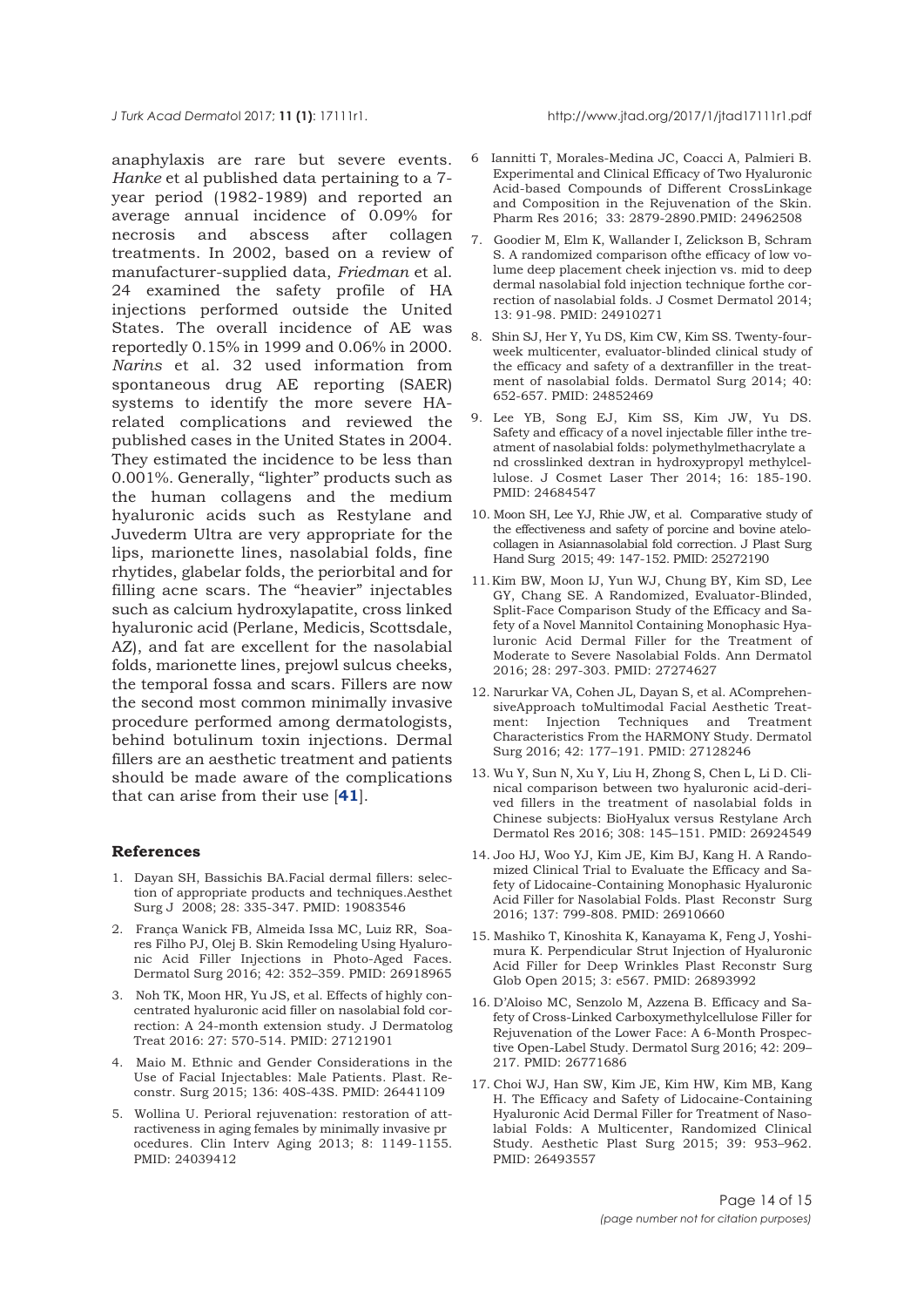anaphylaxis are rare but severe events. *Hanke* et al published data pertaining to a 7-year period (1982-1989) and reported an average annual incidence of 0.09% for necrosis and abscess after collagen treatments. In 2002, based on a review of manufacturer-supplied data, *Friedman* et al. 24 examined the safety profile of HA injections performed outside the United States. The overall incidence of AE was reportedly 0.15% in 1999 and 0.06% in 2000. *Narins* et al. 32 used information from spontaneous drug AE reporting (SAER) systems to identify the more severe HA-related complications and reviewed the published cases in the United States in 2004. They estimated the incidence to be less than 0.001%. Generally, "lighter" products such as the human collagens and the medium hyaluronic acids such as Restylane and Juvederm Ultra are very appropriate for the lips, marionette lines, nasolabial folds, fine rhytides, glabelar folds, the periorbital and for filling acne scars. The "heavier" injectables such as calcium hydroxylapatite, cross linked hyaluronic acid (Perlane, Medicis, Scottsdale, AZ), and fat are excellent for the nasolabial folds, marionette lines, prejowl sulcus cheeks, the temporal fossa and scars. Fillers are now the second most common minimally invasive procedure performed among dermatologists, behind botulinum toxin injections. Dermal fillers are an aesthetic treatment and patients should be made aware of the complications that can arise from their use [**41**].

## References

1. Dayan SH, Bassichis BA.Facial dermal fillers: selection of appropriate products and techniques.Aesthet Surg J 2008; 28: 335-347. PMID: 19083546
2. França Wanick FB, Almeida Issa MC, Luiz RR, Soares Filho PJ, Olej B. Skin Remodeling Using Hyaluronic Acid Filler Injections in Photo-Aged Faces. Dermatol Surg 2016; 42: 352–359. PMID: 26918965
3. Noh TK, Moon HR, Yu JS, et al. Effects of highly concentrated hyaluronic acid filler on nasolabial fold correction: A 24-month extension study. J Dermatolog Treat 2016: 27: 570-514. PMID: 27121901
4. Maio M. Ethnic and Gender Considerations in the Use of Facial Injectables: Male Patients. Plast. Reconstr. Surg 2015; 136: 40S-43S. PMID: 26441109
5. Wollina U. Perioral rejuvenation: restoration of attractiveness in aging females by minimally invasive pr ocedures. Clin Interv Aging 2013; 8: 1149-1155. PMID: 24039412
6. Iannitti T, Morales-Medina JC, Coacci A, Palmieri B. Experimental and Clinical Efficacy of Two Hyaluronic Acid-based Compounds of Different CrossLinkage and Composition in the Rejuvenation of the Skin. Pharm Res 2016; 33: 2879-2890.PMID: 24962508
7. Goodier M, Elm K, Wallander I, Zelickson B, Schram S. A randomized comparison ofthe efficacy of low volume deep placement cheek injection vs. mid to deep dermal nasolabial fold injection technique forthe correction of nasolabial folds. J Cosmet Dermatol 2014; 13: 91-98. PMID: 24910271
8. Shin SJ, Her Y, Yu DS, Kim CW, Kim SS. Twenty-four-week multicenter, evaluator-blinded clinical study of the efficacy and safety of a dextranfiller in the treatment of nasolabial folds. Dermatol Surg 2014; 40: 652-657. PMID: 24852469
9. Lee YB, Song EJ, Kim SS, Kim JW, Yu DS. Safety and efficacy of a novel injectable filler inthe treatment of nasolabial folds: polymethylmethacrylate a nd crosslinked dextran in hydroxypropyl methylcellulose. J Cosmet Laser Ther 2014; 16: 185-190. PMID: 24684547
10. Moon SH, Lee YJ, Rhie JW, et al. Comparative study of the effectiveness and safety of porcine and bovine atelocollagen in Asiannasolabial fold correction. J Plast Surg Hand Surg 2015; 49: 147-152. PMID: 25272190
11. Kim BW, Moon IJ, Yun WJ, Chung BY, Kim SD, Lee GY, Chang SE. A Randomized, Evaluator-Blinded, Split-Face Comparison Study of the Efficacy and Safety of a Novel Mannitol Containing Monophasic Hyaluronic Acid Dermal Filler for the Treatment of Moderate to Severe Nasolabial Folds. Ann Dermatol 2016; 28: 297-303. PMID: 27274627
12. Narurkar VA, Cohen JL, Dayan S, et al. AComprehensiveApproach toMultimodal Facial Aesthetic Treatment: Injection Techniques and Treatment Characteristics From the HARMONY Study. Dermatol Surg 2016; 42: 177–191. PMID: 27128246
13. Wu Y, Sun N, Xu Y, Liu H, Zhong S, Chen L, Li D. Clinical comparison between two hyaluronic acid-derived fillers in the treatment of nasolabial folds in Chinese subjects: BioHyalux versus Restylane Arch Dermatol Res 2016; 308: 145–151. PMID: 26924549
14. Joo HJ, Woo YJ, Kim JE, Kim BJ, Kang H. A Randomized Clinical Trial to Evaluate the Efficacy and Safety of Lidocaine-Containing Monophasic Hyaluronic Acid Filler for Nasolabial Folds. Plast Reconstr Surg 2016; 137: 799-808. PMID: 26910660
15. Mashiko T, Kinoshita K, Kanayama K, Feng J, Yoshimura K. Perpendicular Strut Injection of Hyaluronic Acid Filler for Deep Wrinkles Plast Reconstr Surg Glob Open 2015; 3: e567. PMID: 26893992
16. D'Aloiso MC, Senzolo M, Azzena B. Efficacy and Safety of Cross-Linked Carboxymethylcellulose Filler for Rejuvenation of the Lower Face: A 6-Month Prospective Open-Label Study. Dermatol Surg 2016; 42: 209–217. PMID: 26771686
17. Choi WJ, Han SW, Kim JE, Kim HW, Kim MB, Kang H. The Efficacy and Safety of Lidocaine-Containing Hyaluronic Acid Dermal Filler for Treatment of Nasolabial Folds: A Multicenter, Randomized Clinical Study. Aesthetic Plast Surg 2015; 39: 953–962. PMID: 26493557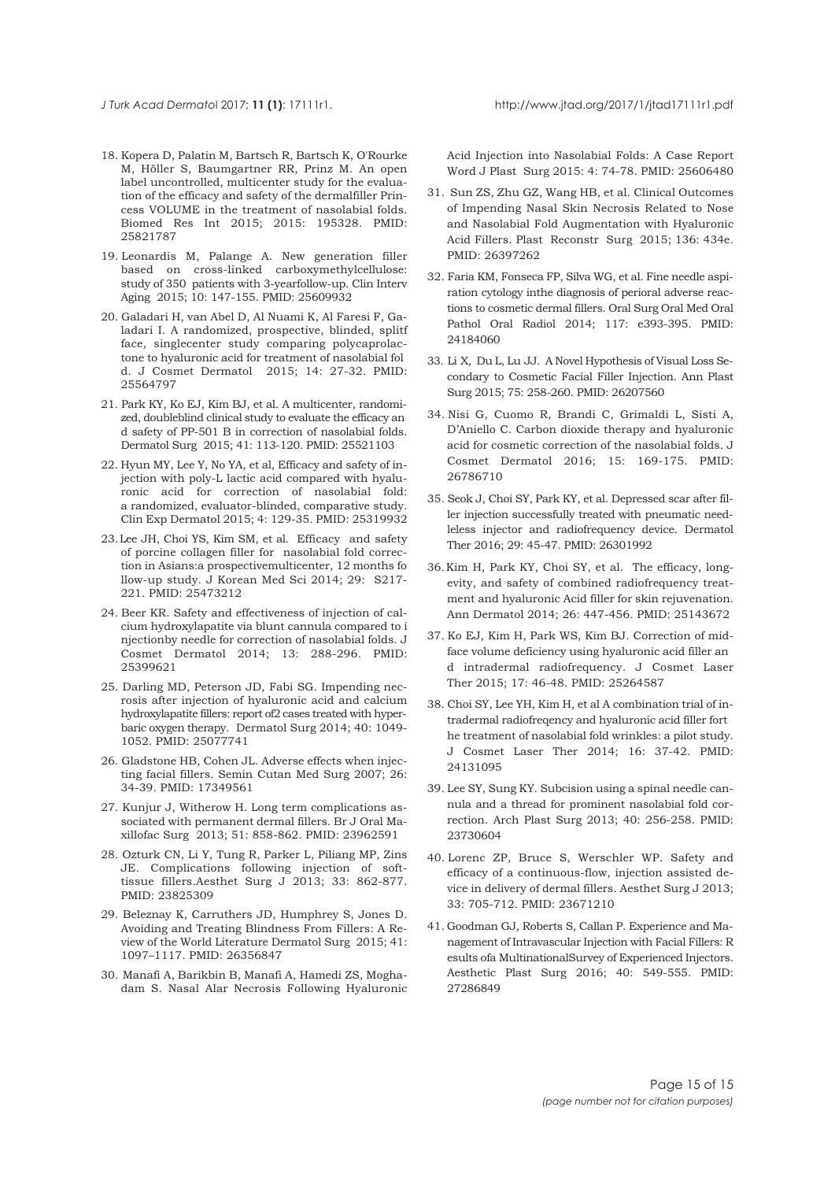18. Kopera D, Palatin M, Bartsch R, Bartsch K, O'Rourke M, Höller S, Baumgartner RR, Prinz M. An open label uncontrolled, multicenter study for the evaluation of the efficacy and safety of the dermalfiller Princess VOLUME in the treatment of nasolabial folds. Biomed Res Int 2015; 2015: 195328. PMID: 25821787

19. Leonardis M, Palange A. New generation filler based on cross-linked carboxymethylcellulose: study of 350 patients with 3-yearfollow-up. Clin Interv Aging 2015; 10: 147-155. PMID: 25609932

20. Galadari H, van Abel D, Al Nuami K, Al Faresi F, Galadari I. A randomized, prospective, blinded, splitf face, singlecenter study comparing polycaprolactone to hyaluronic acid for treatment of nasolabial fol d. J Cosmet Dermatol 2015; 14: 27-32. PMID: 25564797

21. Park KY, Ko EJ, Kim BJ, et al. A multicenter, randomized, doubleblind clinical study to evaluate the efficacy an d safety of PP-501 B in correction of nasolabial folds. Dermatol Surg 2015; 41: 113-120. PMID: 25521103

22. Hyun MY, Lee Y, No YA, et al, Efficacy and safety of injection with poly-L lactic acid compared with hyaluronic acid for correction of nasolabial fold: a randomized, evaluator-blinded, comparative study. Clin Exp Dermatol 2015; 4: 129-35. PMID: 25319932

23. Lee JH, Choi YS, Kim SM, et al. Efficacy and safety of porcine collagen filler for nasolabial fold correction in Asians:a prospectivemulticenter, 12 months fo llow-up study. J Korean Med Sci 2014; 29: S217-221. PMID: 25473212

24. Beer KR. Safety and effectiveness of injection of calcium hydroxylapatite via blunt cannula compared to i njectionby needle for correction of nasolabial folds. J Cosmet Dermatol 2014; 13: 288-296. PMID: 25399621

25. Darling MD, Peterson JD, Fabi SG. Impending necrosis after injection of hyaluronic acid and calcium hydroxylapatite fillers: report of2 cases treated with hyperbaric oxygen therapy. Dermatol Surg 2014; 40: 1049-1052. PMID: 25077741

26. Gladstone HB, Cohen JL. Adverse effects when injecting facial fillers. Semin Cutan Med Surg 2007; 26: 34-39. PMID: 17349561

27. Kunjur J, Witherow H. Long term complications associated with permanent dermal fillers. Br J Oral Maxillofac Surg 2013; 51: 858-862. PMID: 23962591

28. Ozturk CN, Li Y, Tung R, Parker L, Piliang MP, Zins JE. Complications following injection of soft-tissue fillers.Aesthet Surg J 2013; 33: 862-877. PMID: 23825309

29. Beleznay K, Carruthers JD, Humphrey S, Jones D. Avoiding and Treating Blindness From Fillers: A Review of the World Literature Dermatol Surg 2015; 41: 1097–1117. PMID: 26356847

30. Manafi A, Barikbin B, Manafi A, Hamedi ZS, Moghadam S. Nasal Alar Necrosis Following Hyaluronic Acid Injection into Nasolabial Folds: A Case Report Word J Plast Surg 2015: 4: 74-78. PMID: 25606480

31. Sun ZS, Zhu GZ, Wang HB, et al. Clinical Outcomes of Impending Nasal Skin Necrosis Related to Nose and Nasolabial Fold Augmentation with Hyaluronic Acid Fillers. Plast Reconstr Surg 2015; 136: 434e. PMID: 26397262

32. Faria KM, Fonseca FP, Silva WG, et al. Fine needle aspiration cytology inthe diagnosis of perioral adverse reactions to cosmetic dermal fillers. Oral Surg Oral Med Oral Pathol Oral Radiol 2014; 117: e393-395. PMID: 24184060

33. Li X, Du L, Lu JJ. A Novel Hypothesis of Visual Loss Secondary to Cosmetic Facial Filler Injection. Ann Plast Surg 2015; 75: 258-260. PMID: 26207560

34. Nisi G, Cuomo R, Brandi C, Grimaldi L, Sisti A, D'Aniello C. Carbon dioxide therapy and hyaluronic acid for cosmetic correction of the nasolabial folds. J Cosmet Dermatol 2016; 15: 169-175. PMID: 26786710

35. Seok J, Choi SY, Park KY, et al. Depressed scar after filler injection successfully treated with pneumatic needleless injector and radiofrequency device. Dermatol Ther 2016; 29: 45-47. PMID: 26301992

36. Kim H, Park KY, Choi SY, et al. The efficacy, longevity, and safety of combined radiofrequency treatment and hyaluronic Acid filler for skin rejuvenation. Ann Dermatol 2014; 26: 447-456. PMID: 25143672

37. Ko EJ, Kim H, Park WS, Kim BJ. Correction of midface volume deficiency using hyaluronic acid filler an d intradermal radiofrequency. J Cosmet Laser Ther 2015; 17: 46-48. PMID: 25264587

38. Choi SY, Lee YH, Kim H, et al A combination trial of intradermal radiofreqency and hyaluronic acid filler fort he treatment of nasolabial fold wrinkles: a pilot study. J Cosmet Laser Ther 2014; 16: 37-42. PMID: 24131095

39. Lee SY, Sung KY. Subcision using a spinal needle cannula and a thread for prominent nasolabial fold correction. Arch Plast Surg 2013; 40: 256-258. PMID: 23730604

40. Lorenc ZP, Bruce S, Werschler WP. Safety and efficacy of a continuous-flow, injection assisted device in delivery of dermal fillers. Aesthet Surg J 2013; 33: 705-712. PMID: 23671210

41. Goodman GJ, Roberts S, Callan P. Experience and Management of Intravascular Injection with Facial Fillers: R esults ofa MultinationalSurvey of Experienced Injectors. Aesthetic Plast Surg 2016; 40: 549-555. PMID: 27286849